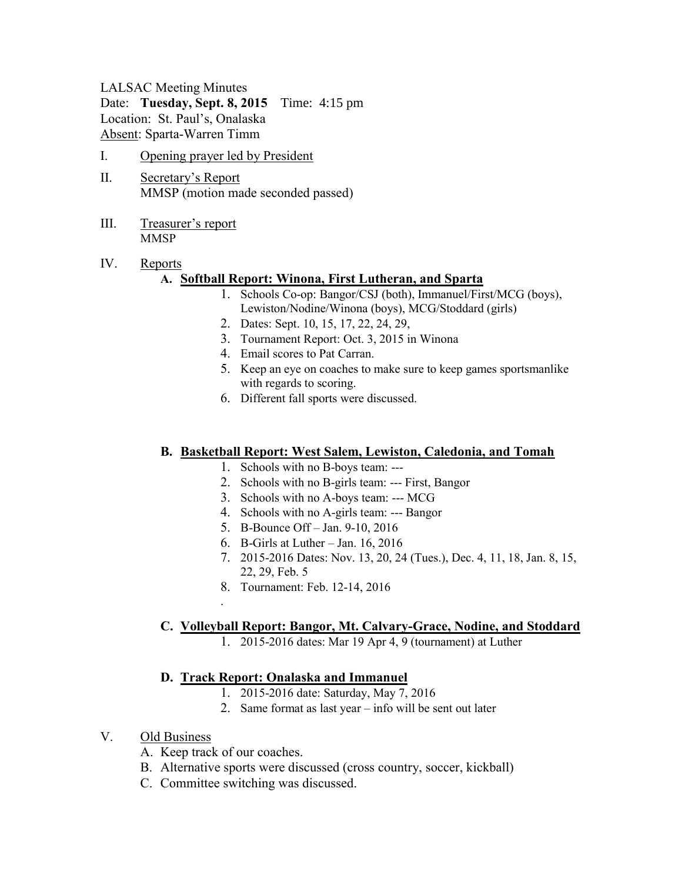LALSAC Meeting Minutes
Date: **Tuesday, Sept. 8, 2015** Time: 4:15 pm
Location: St. Paul's, Onalaska
Absent: Sparta-Warren Timm

I. Opening prayer led by President

II. Secretary's Report
MMSP (motion made seconded passed)

III. Treasurer's report
MMSP

IV. Reports

**A. Softball Report: Winona, First Lutheran, and Sparta**

1. Schools Co-op: Bangor/CSJ (both), Immanuel/First/MCG (boys), Lewiston/Nodine/Winona (boys), MCG/Stoddard (girls)
2. Dates: Sept. 10, 15, 17, 22, 24, 29,
3. Tournament Report: Oct. 3, 2015 in Winona
4. Email scores to Pat Carran.
5. Keep an eye on coaches to make sure to keep games sportsmanlike with regards to scoring.
6. Different fall sports were discussed.

**B. Basketball Report: West Salem, Lewiston, Caledonia, and Tomah**

1. Schools with no B-boys team: ---
2. Schools with no B-girls team: --- First, Bangor
3. Schools with no A-boys team: --- MCG
4. Schools with no A-girls team: --- Bangor
5. B-Bounce Off – Jan. 9-10, 2016
6. B-Girls at Luther – Jan. 16, 2016
7. 2015-2016 Dates: Nov. 13, 20, 24 (Tues.), Dec. 4, 11, 18, Jan. 8, 15, 22, 29, Feb. 5
8. Tournament: Feb. 12-14, 2016

.

**C. Volleyball Report: Bangor, Mt. Calvary-Grace, Nodine, and Stoddard**

1. 2015-2016 dates: Mar 19 Apr 4, 9 (tournament) at Luther

**D. Track Report: Onalaska and Immanuel**

1. 2015-2016 date: Saturday, May 7, 2016
2. Same format as last year – info will be sent out later

V. Old Business

A. Keep track of our coaches.
B. Alternative sports were discussed (cross country, soccer, kickball)
C. Committee switching was discussed.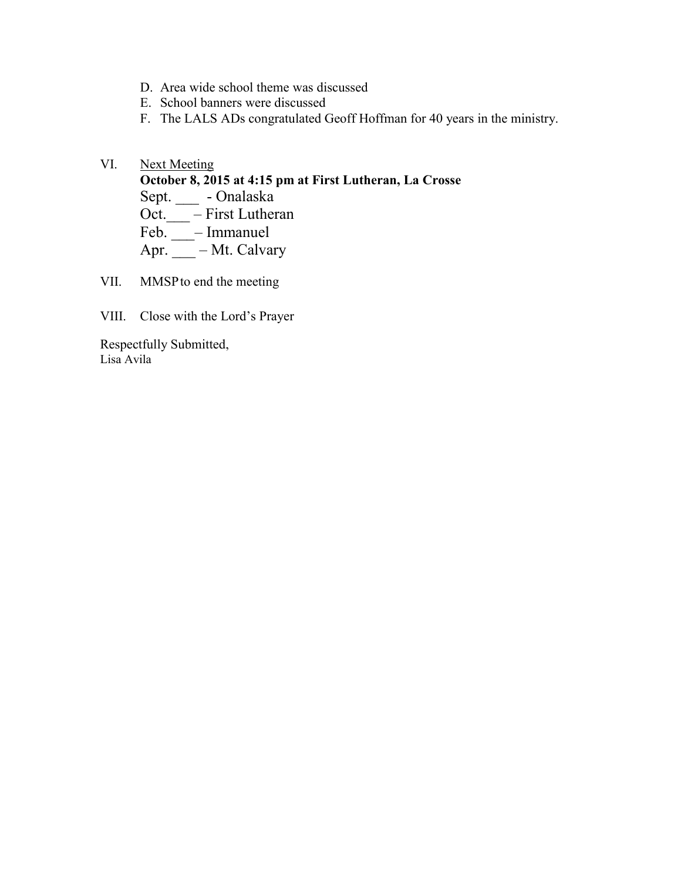D. Area wide school theme was discussed
E. School banners were discussed
F. The LALS ADs congratulated Geoff Hoffman for 40 years in the ministry.

VI. Next Meeting

**October 8, 2015 at 4:15 pm at First Lutheran, La Crosse**

Sept. ___ - Onalaska
Oct.___ – First Lutheran
Feb. ___– Immanuel
Apr. ___ – Mt. Calvary

VII. MMSP to end the meeting

VIII. Close with the Lord's Prayer

Respectfully Submitted,
Lisa Avila